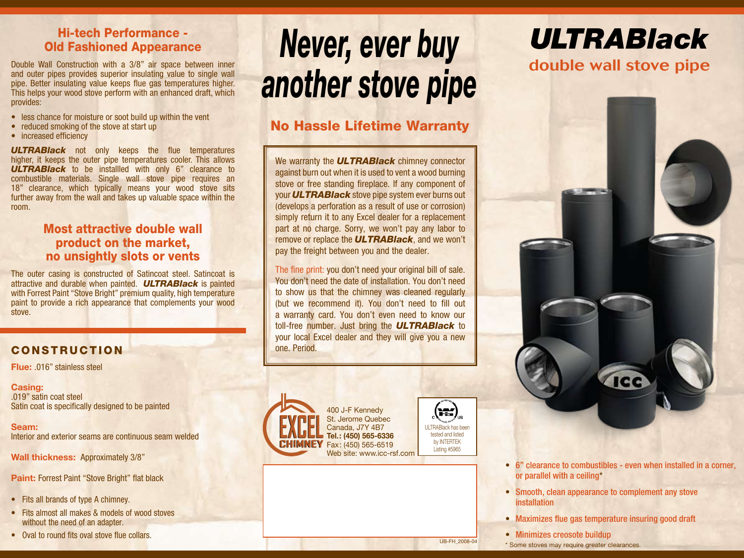## Hi-tech Performance - Old Fashioned Appearance

Double Wall Construction with a 3/8" air space between inner and outer pipes provides superior insulating value to single wall pipe. Better insulating value keeps flue gas temperatures higher. This helps your wood stove perform with an enhanced draft, which provides:

- less chance for moisture or soot build up within the vent
- reduced smoking of the stove at start up
- increased efficiency

***ULTRABlack*** not only keeps the flue temperatures higher, it keeps the outer pipe temperatures cooler. This allows ***ULTRABlack*** to be installled with only 6" clearance to combustible materials. Single wall stove pipe requires an 18" clearance, which typically means your wood stove sits further away from the wall and takes up valuable space within the room.

## Most attractive double wall product on the market, no unsightly slots or vents

The outer casing is constructed of Satincoat steel. Satincoat is attractive and durable when painted. ***ULTRABlack*** is painted with Forrest Paint "Stove Bright" premium quality, high temperature paint to provide a rich appearance that complements your wood stove.

## CONSTRUCTION

**Flue:** .016" stainless steel

**Casing:**
.019" satin coat steel
Satin coat is specifically designed to be painted

**Seam:**
Interior and exterior seams are continuous seam welded

**Wall thickness:** Approximately 3/8"

**Paint:** Forrest Paint "Stove Bright" flat black

- Fits all brands of type A chimney.
- Fits almost all makes & models of wood stoves without the need of an adapter.
- Oval to round fits oval stove flue collars.

# Never, ever buy another stove pipe

## No Hassle Lifetime Warranty

We warranty the ***ULTRABlack*** chimney connector against burn out when it is used to vent a wood burning stove or free standing fireplace. If any component of your ***ULTRABlack*** stove pipe system ever burns out (develops a perforation as a result of use or corrosion) simply return it to any Excel dealer for a replacement part at no charge. Sorry, we won't pay any labor to remove or replace the ***ULTRABlack***, and we won't pay the freight between you and the dealer.

The fine print: you don't need your original bill of sale. You don't need the date of installation. You don't need to show us that the chimney was cleaned regularly (but we recommend it). You don't need to fill out a warranty card. You don't even need to know our toll-free number. Just bring the ***ULTRABlack*** to your local Excel dealer and they will give you a new one. Period.

EXCEL CHIMNEY
400 J-F Kennedy
St. Jerome Quebec
Canada, J7Y 4B7
**Tel.: (450) 565-6336**
Fax: (450) 565-6519
Web site: www.icc-rsf.com

ULTRABlack has been tested and listed by INTERTEK Listing #5965

UB-FH_2008-04

# ULTRABlack

## double wall stove pipe

- 6" clearance to combustibles - even when installed in a corner, or parallel with a ceiling*
- Smooth, clean appearance to complement any stove installation
- Maximizes flue gas temperature insuring good draft
- Minimizes creosote buildup

\* Some stoves may require greater clearances.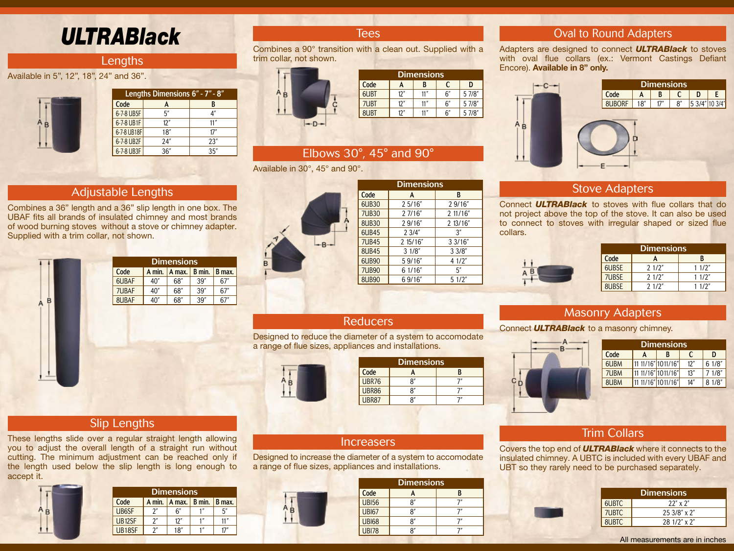# ULTRABlack

## Lengths

Available in 5", 12", 18", 24" and 36".

| Lengths Dimensions 6" - 7" - 8" | | |
|---|---|---|
| Code | A | B |
| 6-7-8 UB5F | 5" | 4" |
| 6-7-8 UB1F | 12" | 11" |
| 6-7-8 UB18F | 18" | 17" |
| 6-7-8 UB2F | 24" | 23" |
| 6-7-8 UB3F | 36" | 35" |

## Adjustable Lengths

Combines a 36" length and a 36" slip length in one box. The UBAF fits all brands of insulated chimney and most brands of wood burning stoves without a stove or chimney adapter. Supplied with a trim collar, not shown.

| Dimensions | | | | |
|---|---|---|---|---|
| Code | A min. | A max. | B min. | B max. |
| 6UBAF | 40" | 68" | 39" | 67" |
| 7UBAF | 40" | 68" | 39" | 67" |
| 8UBAF | 40" | 68" | 39" | 67" |

## Slip Lengths

These lengths slide over a regular straight length allowing you to adjust the overall length of a straight run without cutting. The minimum adjustment can be reached only if the length used below the slip length is long enough to accept it.

| Dimensions | | | | |
|---|---|---|---|---|
| Code | A min. | A max. | B min. | B max. |
| UB6SF | 2" | 6" | 1" | 5" |
| UB12SF | 2" | 12" | 1" | 11" |
| UB18SF | 2" | 18" | 1" | 17" |

## Tees

Combines a 90° transition with a clean out. Supplied with a trim collar, not shown.

| Dimensions | | | | |
|---|---|---|---|---|
| Code | A | B | C | D |
| 6UBT | 12" | 11" | 6" | 5 7/8" |
| 7UBT | 12" | 11" | 6" | 5 7/8" |
| 8UBT | 12" | 11" | 6" | 5 7/8" |

## Elbows 30°, 45° and 90°

Available in 30°, 45° and 90°.

| Dimensions | | |
|---|---|---|
| Code | A | B |
| 6UB30 | 2 5/16" | 2 9/16" |
| 7UB30 | 2 7/16" | 2 11/16" |
| 8UB30 | 2 9/16" | 2 13/16" |
| 6UB45 | 2 3/4" | 3" |
| 7UB45 | 2 15/16" | 3 3/16" |
| 8UB45 | 3 1/8" | 3 3/8" |
| 6UB90 | 5 9/16" | 4 1/2" |
| 7UB90 | 6 1/16" | 5" |
| 8UB90 | 6 9/16" | 5 1/2" |

## Reducers

Designed to reduce the diameter of a system to accomodate a range of flue sizes, appliances and installations.

| Dimensions | | |
|---|---|---|
| Code | A | B |
| UBR76 | 8" | 7" |
| UBR86 | 8" | 7" |
| UBR87 | 8" | 7" |

## Increasers

Designed to increase the diameter of a system to accomodate a range of flue sizes, appliances and installations.

| Dimensions | | |
|---|---|---|
| Code | A | B |
| UBI56 | 8" | 7" |
| UBI67 | 8" | 7" |
| UBI68 | 8" | 7" |
| UBI78 | 8" | 7" |

## Oval to Round Adapters

Adapters are designed to connect ***ULTRABlack*** to stoves with oval flue collars (ex.: Vermont Castings Defiant Encore). **Available in 8" only.**

| Dimensions | | | | | |
|---|---|---|---|---|---|
| Code | A | B | C | D | E |
| 8UBORF | 18" | 17" | 8" | 5 3/4" | 10 3/4" |

## Stove Adapters

Connect ***ULTRABlack*** to stoves with flue collars that do not project above the top of the stove. It can also be used to connect to stoves with irregular shaped or sized flue collars.

| Dimensions | | |
|---|---|---|
| Code | A | B |
| 6UBSE | 2 1/2" | 1 1/2" |
| 7UBSE | 2 1/2" | 1 1/2" |
| 8UBSE | 2 1/2" | 1 1/2" |

## Masonry Adapters

Connect ***ULTRABlack*** to a masonry chimney.

| Dimensions | | | | |
|---|---|---|---|---|
| Code | A | B | C | D |
| 6UBM | 11 11/16" | 10 11/16" | 12" | 6 1/8" |
| 7UBM | 11 11/16" | 10 11/16" | 13" | 7 1/8" |
| 8UBM | 11 11/16" | 10 11/16" | 14" | 8 1/8" |

## Trim Collars

Covers the top end of ***ULTRABlack*** where it connects to the insulated chimney. A UBTC is included with every UBAF and UBT so they rarely need to be purchased separately.

| Dimensions | |
|---|---|
| 6UBTC | 22" x 2" |
| 7UBTC | 25 3/8" x 2" |
| 8UBTC | 28 1/2" x 2" |

All measurements are in inches